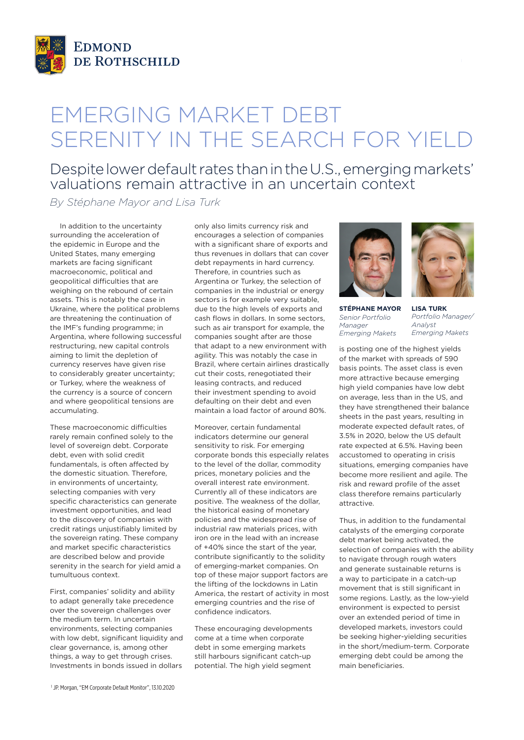EDMOND DE ROTHSCHILD

# EMERGING MARKET DEBT SERENITY IN THE SEARCH FOR YIELD

## Despite lower default rates than in the U.S., emerging markets' valuations remain attractive in an uncertain context

*By Stéphane Mayor and Lisa Turk*

In addition to the uncertainty surrounding the acceleration of the epidemic in Europe and the United States, many emerging markets are facing significant macroeconomic, political and geopolitical difficulties that are weighing on the rebound of certain assets. This is notably the case in Ukraine, where the political problems are threatening the continuation of the IMF's funding programme; in Argentina, where following successful restructuring, new capital controls aiming to limit the depletion of currency reserves have given rise to considerably greater uncertainty; or Turkey, where the weakness of the currency is a source of concern and where geopolitical tensions are accumulating.

These macroeconomic difficulties rarely remain confined solely to the level of sovereign debt. Corporate debt, even with solid credit fundamentals, is often affected by the domestic situation. Therefore, in environments of uncertainty, selecting companies with very specific characteristics can generate investment opportunities, and lead to the discovery of companies with credit ratings unjustifiably limited by the sovereign rating. These company and market specific characteristics are described below and provide serenity in the search for yield amid a tumultuous context.

First, companies' solidity and ability to adapt generally take precedence over the sovereign challenges over the medium term. In uncertain environments, selecting companies with low debt, significant liquidity and clear governance, is, among other things, a way to get through crises. Investments in bonds issued in dollars only also limits currency risk and encourages a selection of companies with a significant share of exports and thus revenues in dollars that can cover debt repayments in hard currency. Therefore, in countries such as Argentina or Turkey, the selection of companies in the industrial or energy sectors is for example very suitable, due to the high levels of exports and cash flows in dollars. In some sectors, such as air transport for example, the companies sought after are those that adapt to a new environment with agility. This was notably the case in Brazil, where certain airlines drastically cut their costs, renegotiated their leasing contracts, and reduced their investment spending to avoid defaulting on their debt and even maintain a load factor of around 80%.

Moreover, certain fundamental indicators determine our general sensitivity to risk. For emerging corporate bonds this especially relates to the level of the dollar, commodity prices, monetary policies and the overall interest rate environment. Currently all of these indicators are positive. The weakness of the dollar, the historical easing of monetary policies and the widespread rise of industrial raw materials prices, with iron ore in the lead with an increase of +40% since the start of the year, contribute significantly to the solidity of emerging-market companies. On top of these major support factors are the lifting of the lockdowns in Latin America, the restart of activity in most emerging countries and the rise of confidence indicators.

These encouraging developments come at a time when corporate debt in some emerging markets still harbours significant catch-up potential. The high yield segment is posting one of the highest yields of the market with spreads of 590 basis points. The asset class is even more attractive because emerging high yield companies have low debt on average, less than in the US, and they have strengthened their balance sheets in the past years, resulting in moderate expected default rates, of 3.5% in 2020, below the US default rate expected at 6.5%. Having been accustomed to operating in crisis situations, emerging companies have become more resilient and agile. The risk and reward profile of the asset class therefore remains particularly attractive.

Thus, in addition to the fundamental catalysts of the emerging corporate debt market being activated, the selection of companies with the ability to navigate through rough waters and generate sustainable returns is a way to participate in a catch-up movement that is still significant in some regions. Lastly, as the low-yield environment is expected to persist over an extended period of time in developed markets, investors could be seeking higher-yielding securities in the short/medium-term. Corporate emerging debt could be among the main beneficiaries.

**STÉPHANE MAYOR**
*Senior Portfolio Manager*
*Emerging Makets*

**LISA TURK**
*Portfolio Manager/ Analyst*
*Emerging Makets*

[1] JP. Morgan, "EM Corporate Default Monitor", 13.10.2020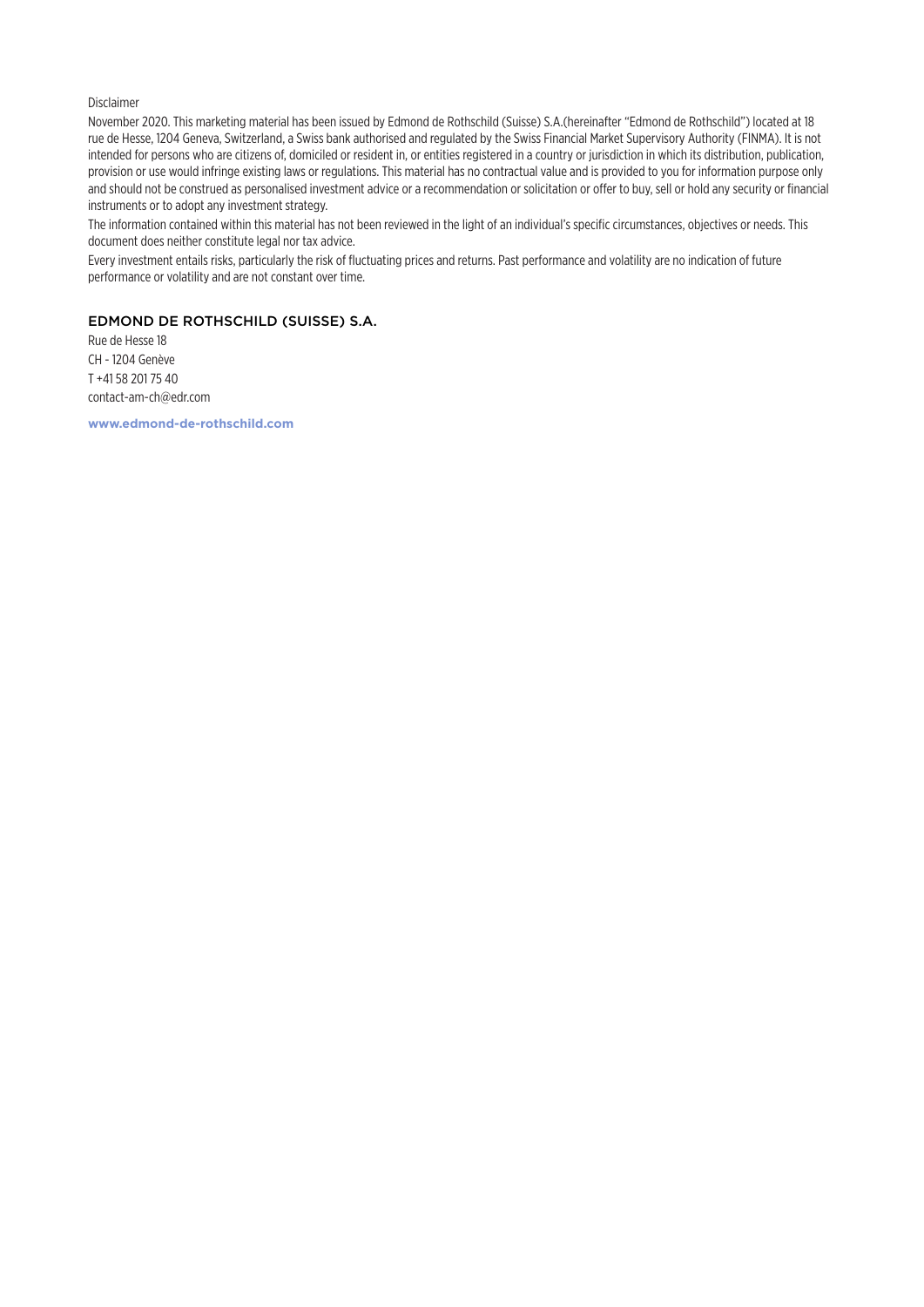Disclaimer

November 2020. This marketing material has been issued by Edmond de Rothschild (Suisse) S.A.(hereinafter "Edmond de Rothschild") located at 18 rue de Hesse, 1204 Geneva, Switzerland, a Swiss bank authorised and regulated by the Swiss Financial Market Supervisory Authority (FINMA). It is not intended for persons who are citizens of, domiciled or resident in, or entities registered in a country or jurisdiction in which its distribution, publication, provision or use would infringe existing laws or regulations. This material has no contractual value and is provided to you for information purpose only and should not be construed as personalised investment advice or a recommendation or solicitation or offer to buy, sell or hold any security or financial instruments or to adopt any investment strategy.

The information contained within this material has not been reviewed in the light of an individual's specific circumstances, objectives or needs. This document does neither constitute legal nor tax advice.

Every investment entails risks, particularly the risk of fluctuating prices and returns. Past performance and volatility are no indication of future performance or volatility and are not constant over time.

EDMOND DE ROTHSCHILD (SUISSE) S.A.

Rue de Hesse 18
CH - 1204 Genève
T +41 58 201 75 40
contact-am-ch@edr.com

**www.edmond-de-rothschild.com**